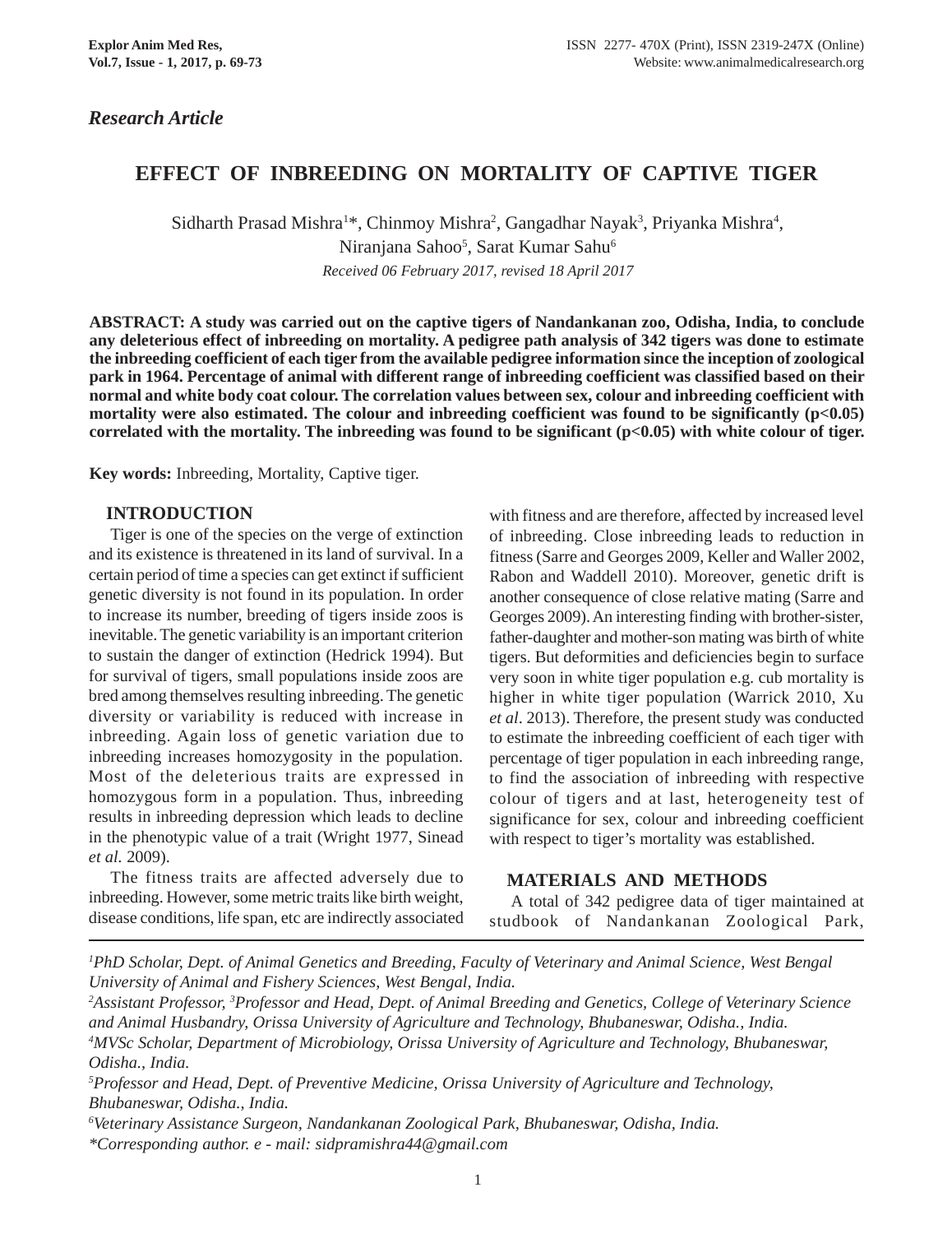*Research Article*

# EFFECT OF INBREEDING ON MORTALITY OF CAPTIVE TIGER

Sidharth Prasad Mishra[1]*, Chinmoy Mishra[2], Gangadhar Nayak[3], Priyanka Mishra[4], Niranjana Sahoo[5], Sarat Kumar Sahu[6]

*Received 06 February 2017, revised 18 April 2017*

**ABSTRACT: A study was carried out on the captive tigers of Nandankanan zoo, Odisha, India, to conclude any deleterious effect of inbreeding on mortality. A pedigree path analysis of 342 tigers was done to estimate the inbreeding coefficient of each tiger from the available pedigree information since the inception of zoological park in 1964. Percentage of animal with different range of inbreeding coefficient was classified based on their normal and white body coat colour. The correlation values between sex, colour and inbreeding coefficient with mortality were also estimated. The colour and inbreeding coefficient was found to be significantly (p<0.05) correlated with the mortality. The inbreeding was found to be significant (p<0.05) with white colour of tiger.**

**Key words:** Inbreeding, Mortality, Captive tiger.

## INTRODUCTION

Tiger is one of the species on the verge of extinction and its existence is threatened in its land of survival. In a certain period of time a species can get extinct if sufficient genetic diversity is not found in its population. In order to increase its number, breeding of tigers inside zoos is inevitable. The genetic variability is an important criterion to sustain the danger of extinction (Hedrick 1994). But for survival of tigers, small populations inside zoos are bred among themselves resulting inbreeding. The genetic diversity or variability is reduced with increase in inbreeding. Again loss of genetic variation due to inbreeding increases homozygosity in the population. Most of the deleterious traits are expressed in homozygous form in a population. Thus, inbreeding results in inbreeding depression which leads to decline in the phenotypic value of a trait (Wright 1977, Sinead *et al.* 2009).

The fitness traits are affected adversely due to inbreeding. However, some metric traits like birth weight, disease conditions, life span, etc are indirectly associated with fitness and are therefore, affected by increased level of inbreeding. Close inbreeding leads to reduction in fitness (Sarre and Georges 2009, Keller and Waller 2002, Rabon and Waddell 2010). Moreover, genetic drift is another consequence of close relative mating (Sarre and Georges 2009). An interesting finding with brother-sister, father-daughter and mother-son mating was birth of white tigers. But deformities and deficiencies begin to surface very soon in white tiger population e.g. cub mortality is higher in white tiger population (Warrick 2010, Xu *et al*. 2013). Therefore, the present study was conducted to estimate the inbreeding coefficient of each tiger with percentage of tiger population in each inbreeding range, to find the association of inbreeding with respective colour of tigers and at last, heterogeneity test of significance for sex, colour and inbreeding coefficient with respect to tiger's mortality was established.

## MATERIALS AND METHODS

A total of 342 pedigree data of tiger maintained at studbook of Nandankanan Zoological Park,

---

*[1]PhD Scholar, Dept. of Animal Genetics and Breeding, Faculty of Veterinary and Animal Science, West Bengal University of Animal and Fishery Sciences, West Bengal, India.*
*[2]Assistant Professor, [3]Professor and Head, Dept. of Animal Breeding and Genetics, College of Veterinary Science and Animal Husbandry, Orissa University of Agriculture and Technology, Bhubaneswar, Odisha., India.*
*[4]MVSc Scholar, Department of Microbiology, Orissa University of Agriculture and Technology, Bhubaneswar, Odisha., India.*
*[5]Professor and Head, Dept. of Preventive Medicine, Orissa University of Agriculture and Technology, Bhubaneswar, Odisha., India.*
*[6]Veterinary Assistance Surgeon, Nandankanan Zoological Park, Bhubaneswar, Odisha, India.*
**Corresponding author. e - mail: sidpramishra44@gmail.com*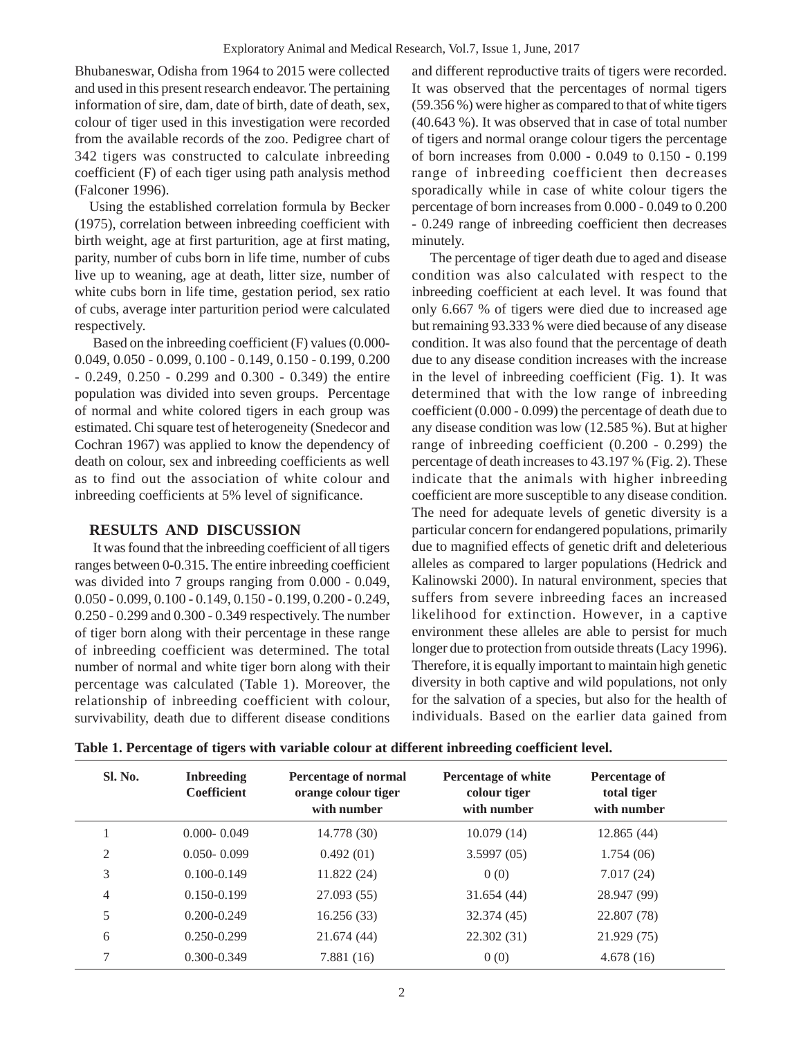Bhubaneswar, Odisha from 1964 to 2015 were collected and used in this present research endeavor. The pertaining information of sire, dam, date of birth, date of death, sex, colour of tiger used in this investigation were recorded from the available records of the zoo. Pedigree chart of 342 tigers was constructed to calculate inbreeding coefficient (F) of each tiger using path analysis method (Falconer 1996).

Using the established correlation formula by Becker (1975), correlation between inbreeding coefficient with birth weight, age at first parturition, age at first mating, parity, number of cubs born in life time, number of cubs live up to weaning, age at death, litter size, number of white cubs born in life time, gestation period, sex ratio of cubs, average inter parturition period were calculated respectively.

Based on the inbreeding coefficient (F) values (0.000-0.049, 0.050 - 0.099, 0.100 - 0.149, 0.150 - 0.199, 0.200 - 0.249, 0.250 - 0.299 and 0.300 - 0.349) the entire population was divided into seven groups. Percentage of normal and white colored tigers in each group was estimated. Chi square test of heterogeneity (Snedecor and Cochran 1967) was applied to know the dependency of death on colour, sex and inbreeding coefficients as well as to find out the association of white colour and inbreeding coefficients at 5% level of significance.

## RESULTS AND DISCUSSION

It was found that the inbreeding coefficient of all tigers ranges between 0-0.315. The entire inbreeding coefficient was divided into 7 groups ranging from 0.000 - 0.049, 0.050 - 0.099, 0.100 - 0.149, 0.150 - 0.199, 0.200 - 0.249, 0.250 - 0.299 and 0.300 - 0.349 respectively. The number of tiger born along with their percentage in these range of inbreeding coefficient was determined. The total number of normal and white tiger born along with their percentage was calculated (Table 1). Moreover, the relationship of inbreeding coefficient with colour, survivability, death due to different disease conditions and different reproductive traits of tigers were recorded. It was observed that the percentages of normal tigers (59.356 %) were higher as compared to that of white tigers (40.643 %). It was observed that in case of total number of tigers and normal orange colour tigers the percentage of born increases from 0.000 - 0.049 to 0.150 - 0.199 range of inbreeding coefficient then decreases sporadically while in case of white colour tigers the percentage of born increases from 0.000 - 0.049 to 0.200 - 0.249 range of inbreeding coefficient then decreases minutely.

The percentage of tiger death due to aged and disease condition was also calculated with respect to the inbreeding coefficient at each level. It was found that only 6.667 % of tigers were died due to increased age but remaining 93.333 % were died because of any disease condition. It was also found that the percentage of death due to any disease condition increases with the increase in the level of inbreeding coefficient (Fig. 1). It was determined that with the low range of inbreeding coefficient (0.000 - 0.099) the percentage of death due to any disease condition was low (12.585 %). But at higher range of inbreeding coefficient (0.200 - 0.299) the percentage of death increases to 43.197 % (Fig. 2). These indicate that the animals with higher inbreeding coefficient are more susceptible to any disease condition. The need for adequate levels of genetic diversity is a particular concern for endangered populations, primarily due to magnified effects of genetic drift and deleterious alleles as compared to larger populations (Hedrick and Kalinowski 2000). In natural environment, species that suffers from severe inbreeding faces an increased likelihood for extinction. However, in a captive environment these alleles are able to persist for much longer due to protection from outside threats (Lacy 1996). Therefore, it is equally important to maintain high genetic diversity in both captive and wild populations, not only for the salvation of a species, but also for the health of individuals. Based on the earlier data gained from

**Table 1. Percentage of tigers with variable colour at different inbreeding coefficient level.**

| Sl. No. | Inbreeding Coefficient | Percentage of normal orange colour tiger with number | Percentage of white colour tiger with number | Percentage of total tiger with number |
|---|---|---|---|---|
| 1 | 0.000- 0.049 | 14.778 (30) | 10.079 (14) | 12.865 (44) |
| 2 | 0.050- 0.099 | 0.492 (01) | 3.5997 (05) | 1.754 (06) |
| 3 | 0.100-0.149 | 11.822 (24) | 0 (0) | 7.017 (24) |
| 4 | 0.150-0.199 | 27.093 (55) | 31.654 (44) | 28.947 (99) |
| 5 | 0.200-0.249 | 16.256 (33) | 32.374 (45) | 22.807 (78) |
| 6 | 0.250-0.299 | 21.674 (44) | 22.302 (31) | 21.929 (75) |
| 7 | 0.300-0.349 | 7.881 (16) | 0 (0) | 4.678 (16) |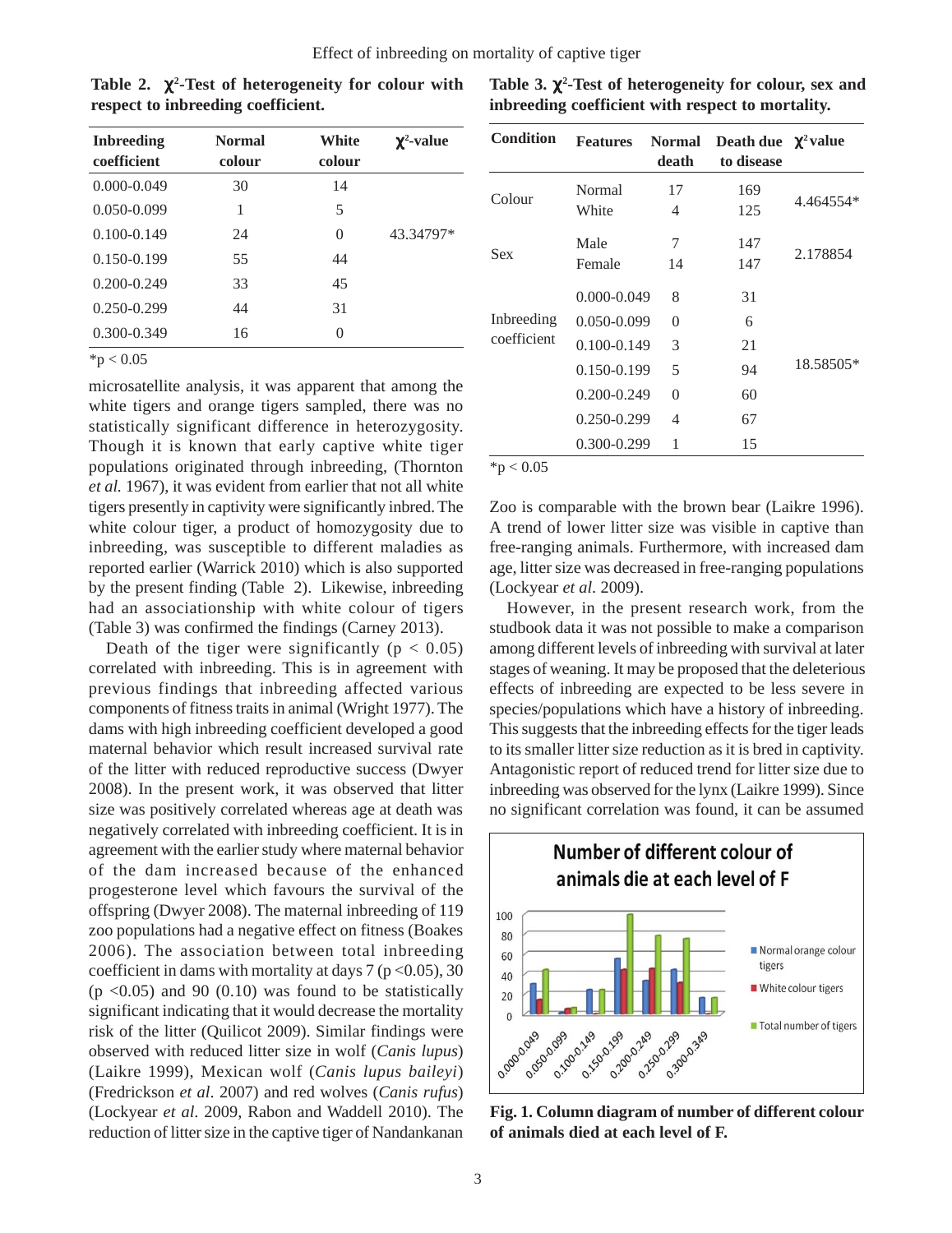**Table 2. $\chi^2$-Test of heterogeneity for colour with respect to inbreeding coefficient.**

| Inbreeding coefficient | Normal colour | White colour | $\chi^2$-value |
|---|---|---|---|
| 0.000-0.049 | 30 | 14 | |
| 0.050-0.099 | 1 | 5 | |
| 0.100-0.149 | 24 | 0 | 43.34797* |
| 0.150-0.199 | 55 | 44 | |
| 0.200-0.249 | 33 | 45 | |
| 0.250-0.299 | 44 | 31 | |
| 0.300-0.349 | 16 | 0 | |

*p < 0.05

microsatellite analysis, it was apparent that among the white tigers and orange tigers sampled, there was no statistically significant difference in heterozygosity. Though it is known that early captive white tiger populations originated through inbreeding, (Thornton *et al.* 1967), it was evident from earlier that not all white tigers presently in captivity were significantly inbred. The white colour tiger, a product of homozygosity due to inbreeding, was susceptible to different maladies as reported earlier (Warrick 2010) which is also supported by the present finding (Table 2). Likewise, inbreeding had an associationship with white colour of tigers (Table 3) was confirmed the findings (Carney 2013).

Death of the tiger were significantly ($p < 0.05$) correlated with inbreeding. This is in agreement with previous findings that inbreeding affected various components of fitness traits in animal (Wright 1977). The dams with high inbreeding coefficient developed a good maternal behavior which result increased survival rate of the litter with reduced reproductive success (Dwyer 2008). In the present work, it was observed that litter size was positively correlated whereas age at death was negatively correlated with inbreeding coefficient. It is in agreement with the earlier study where maternal behavior of the dam increased because of the enhanced progesterone level which favours the survival of the offspring (Dwyer 2008). The maternal inbreeding of 119 zoo populations had a negative effect on fitness (Boakes 2006). The association between total inbreeding coefficient in dams with mortality at days 7 ($p < 0.05$), 30 ($p < 0.05$) and 90 (0.10) was found to be statistically significant indicating that it would decrease the mortality risk of the litter (Quilicot 2009). Similar findings were observed with reduced litter size in wolf (*Canis lupus*) (Laikre 1999), Mexican wolf (*Canis lupus baileyi*) (Fredrickson *et al.* 2007) and red wolves (*Canis rufus*) (Lockyear *et al.* 2009, Rabon and Waddell 2010). The reduction of litter size in the captive tiger of Nandankanan Zoo is comparable with the brown bear (Laikre 1996). A trend of lower litter size was visible in captive than free-ranging animals. Furthermore, with increased dam age, litter size was decreased in free-ranging populations (Lockyear *et al.* 2009).

**Table 3. $\chi^2$-Test of heterogeneity for colour, sex and inbreeding coefficient with respect to mortality.**

| Condition | Features | Normal death | Death due to disease | $\chi^2$ value |
|---|---|---|---|---|
| Colour | Normal | 17 | 169 | 4.464554* |
| | White | 4 | 125 | |
| Sex | Male | 7 | 147 | 2.178854 |
| | Female | 14 | 147 | |
| Inbreeding coefficient | 0.000-0.049 | 8 | 31 | 18.58505* |
| | 0.050-0.099 | 0 | 6 | |
| | 0.100-0.149 | 3 | 21 | |
| | 0.150-0.199 | 5 | 94 | |
| | 0.200-0.249 | 0 | 60 | |
| | 0.250-0.299 | 4 | 67 | |
| | 0.300-0.299 | 1 | 15 | |

*p < 0.05

However, in the present research work, from the studbook data it was not possible to make a comparison among different levels of inbreeding with survival at later stages of weaning. It may be proposed that the deleterious effects of inbreeding are expected to be less severe in species/populations which have a history of inbreeding. This suggests that the inbreeding effects for the tiger leads to its smaller litter size reduction as it is bred in captivity. Antagonistic report of reduced trend for litter size due to inbreeding was observed for the lynx (Laikre 1999). Since no significant correlation was found, it can be assumed

**Fig. 1. Column diagram of number of different colour of animals died at each level of F.**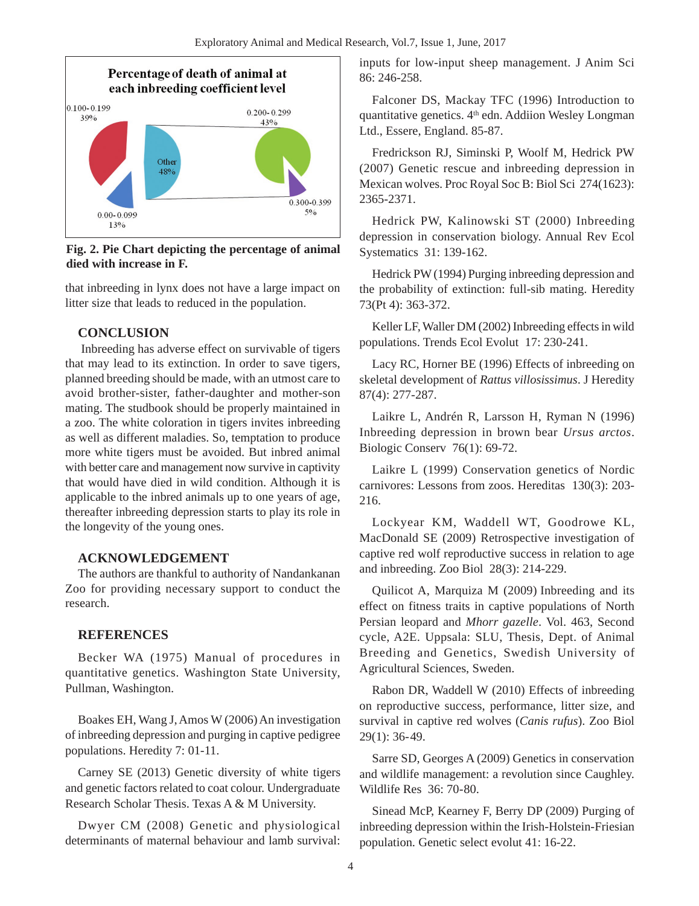**Fig. 2. Pie Chart depicting the percentage of animal died with increase in F.**

that inbreeding in lynx does not have a large impact on litter size that leads to reduced in the population.

## CONCLUSION

Inbreeding has adverse effect on survivable of tigers that may lead to its extinction. In order to save tigers, planned breeding should be made, with an utmost care to avoid brother-sister, father-daughter and mother-son mating. The studbook should be properly maintained in a zoo. The white coloration in tigers invites inbreeding as well as different maladies. So, temptation to produce more white tigers must be avoided. But inbred animal with better care and management now survive in captivity that would have died in wild condition. Although it is applicable to the inbred animals up to one years of age, thereafter inbreeding depression starts to play its role in the longevity of the young ones.

## ACKNOWLEDGEMENT

The authors are thankful to authority of Nandankanan Zoo for providing necessary support to conduct the research.

## REFERENCES

Becker WA (1975) Manual of procedures in quantitative genetics. Washington State University, Pullman, Washington.

Boakes EH, Wang J, Amos W (2006) An investigation of inbreeding depression and purging in captive pedigree populations. Heredity 7: 01-11.

Carney SE (2013) Genetic diversity of white tigers and genetic factors related to coat colour. Undergraduate Research Scholar Thesis. Texas A & M University.

Dwyer CM (2008) Genetic and physiological determinants of maternal behaviour and lamb survival: inputs for low-input sheep management. J Anim Sci 86: 246-258.

Falconer DS, Mackay TFC (1996) Introduction to quantitative genetics. 4th edn. Addiion Wesley Longman Ltd., Essere, England. 85-87.

Fredrickson RJ, Siminski P, Woolf M, Hedrick PW (2007) Genetic rescue and inbreeding depression in Mexican wolves. Proc Royal Soc B: Biol Sci 274(1623): 2365-2371.

Hedrick PW, Kalinowski ST (2000) Inbreeding depression in conservation biology. Annual Rev Ecol Systematics 31: 139-162.

Hedrick PW (1994) Purging inbreeding depression and the probability of extinction: full-sib mating. Heredity 73(Pt 4): 363-372.

Keller LF, Waller DM (2002) Inbreeding effects in wild populations. Trends Ecol Evolut 17: 230-241.

Lacy RC, Horner BE (1996) Effects of inbreeding on skeletal development of *Rattus villosissimus*. J Heredity 87(4): 277-287.

Laikre L, Andrén R, Larsson H, Ryman N (1996) Inbreeding depression in brown bear *Ursus arctos*. Biologic Conserv 76(1): 69-72.

Laikre L (1999) Conservation genetics of Nordic carnivores: Lessons from zoos. Hereditas 130(3): 203-216.

Lockyear KM, Waddell WT, Goodrowe KL, MacDonald SE (2009) Retrospective investigation of captive red wolf reproductive success in relation to age and inbreeding. Zoo Biol 28(3): 214-229.

Quilicot A, Marquiza M (2009) Inbreeding and its effect on fitness traits in captive populations of North Persian leopard and *Mhorr gazelle*. Vol. 463, Second cycle, A2E. Uppsala: SLU, Thesis, Dept. of Animal Breeding and Genetics, Swedish University of Agricultural Sciences, Sweden.

Rabon DR, Waddell W (2010) Effects of inbreeding on reproductive success, performance, litter size, and survival in captive red wolves (*Canis rufus*). Zoo Biol 29(1): 36-49.

Sarre SD, Georges A (2009) Genetics in conservation and wildlife management: a revolution since Caughley. Wildlife Res 36: 70-80.

Sinead McP, Kearney F, Berry DP (2009) Purging of inbreeding depression within the Irish-Holstein-Friesian population. Genetic select evolut 41: 16-22.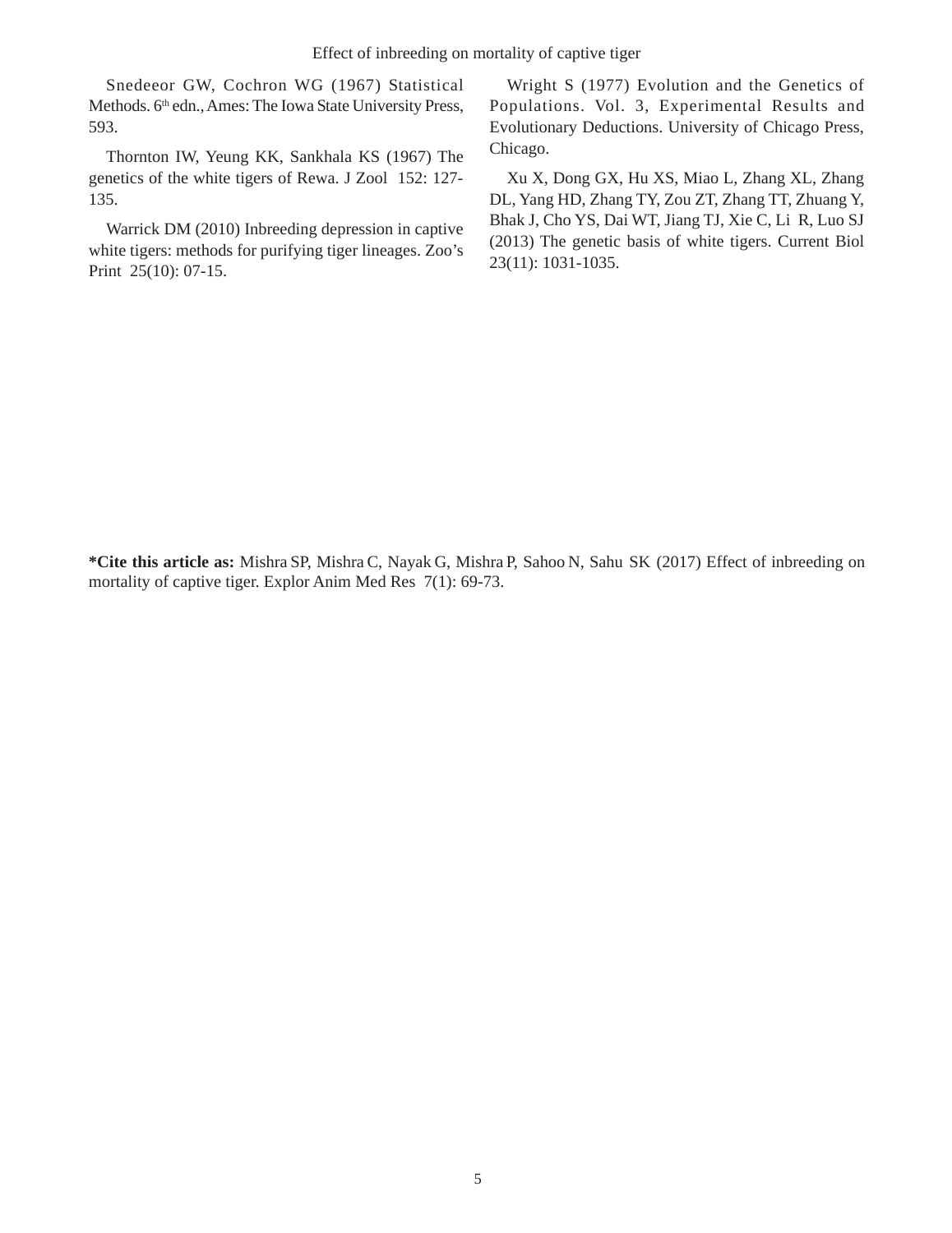Snedeeor GW, Cochron WG (1967) Statistical Methods. 6th edn., Ames: The Iowa State University Press, 593.

Thornton IW, Yeung KK, Sankhala KS (1967) The genetics of the white tigers of Rewa. J Zool 152: 127-135.

Warrick DM (2010) Inbreeding depression in captive white tigers: methods for purifying tiger lineages. Zoo's Print 25(10): 07-15.

Wright S (1977) Evolution and the Genetics of Populations. Vol. 3, Experimental Results and Evolutionary Deductions. University of Chicago Press, Chicago.

Xu X, Dong GX, Hu XS, Miao L, Zhang XL, Zhang DL, Yang HD, Zhang TY, Zou ZT, Zhang TT, Zhuang Y, Bhak J, Cho YS, Dai WT, Jiang TJ, Xie C, Li R, Luo SJ (2013) The genetic basis of white tigers. Current Biol 23(11): 1031-1035.

**\*Cite this article as:** Mishra SP, Mishra C, Nayak G, Mishra P, Sahoo N, Sahu SK (2017) Effect of inbreeding on mortality of captive tiger. Explor Anim Med Res 7(1): 69-73.